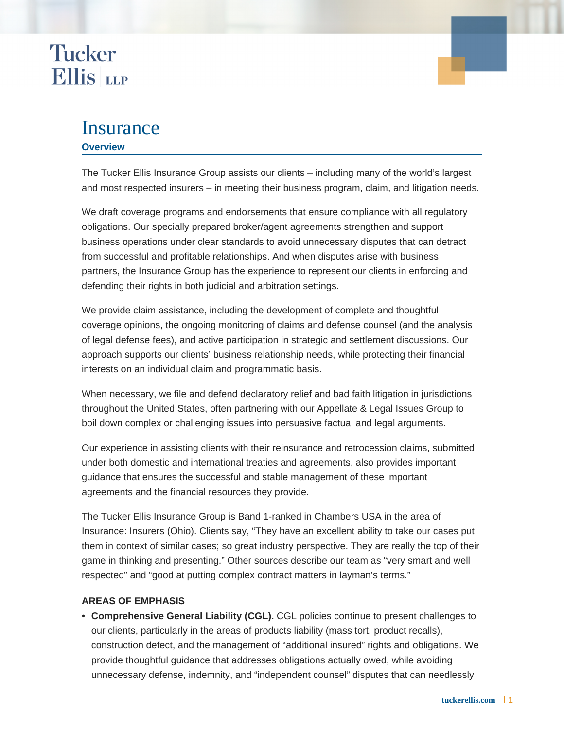# Insurance

## Overview

The Tucker Ellis Insurance Group assists our clients – including many of the world's largest and most respected insurers – in meeting their business program, claim, and litigation needs.

We draft coverage programs and endorsements that ensure compliance with all regulatory obligations. Our specially prepared broker/agent agreements strengthen and support business operations under clear standards to avoid unnecessary disputes that can detract from successful and profitable relationships. And when disputes arise with business partners, the Insurance Group has the experience to represent our clients in enforcing and defending their rights in both judicial and arbitration settings.

We provide claim assistance, including the development of complete and thoughtful coverage opinions, the ongoing monitoring of claims and defense counsel (and the analysis of legal defense fees), and active participation in strategic and settlement discussions. Our approach supports our clients' business relationship needs, while protecting their financial interests on an individual claim and programmatic basis.

When necessary, we file and defend declaratory relief and bad faith litigation in jurisdictions throughout the United States, often partnering with our Appellate & Legal Issues Group to boil down complex or challenging issues into persuasive factual and legal arguments.

Our experience in assisting clients with their reinsurance and retrocession claims, submitted under both domestic and international treaties and agreements, also provides important guidance that ensures the successful and stable management of these important agreements and the financial resources they provide.

The Tucker Ellis Insurance Group is Band 1-ranked in Chambers USA in the area of Insurance: Insurers (Ohio). Clients say, "They have an excellent ability to take our cases put them in context of similar cases; so great industry perspective. They are really the top of their game in thinking and presenting." Other sources describe our team as "very smart and well respected" and "good at putting complex contract matters in layman's terms."

### AREAS OF EMPHASIS

- **Comprehensive General Liability (CGL).** CGL policies continue to present challenges to our clients, particularly in the areas of products liability (mass tort, product recalls), construction defect, and the management of "additional insured" rights and obligations. We provide thoughtful guidance that addresses obligations actually owed, while avoiding unnecessary defense, indemnity, and "independent counsel" disputes that can needlessly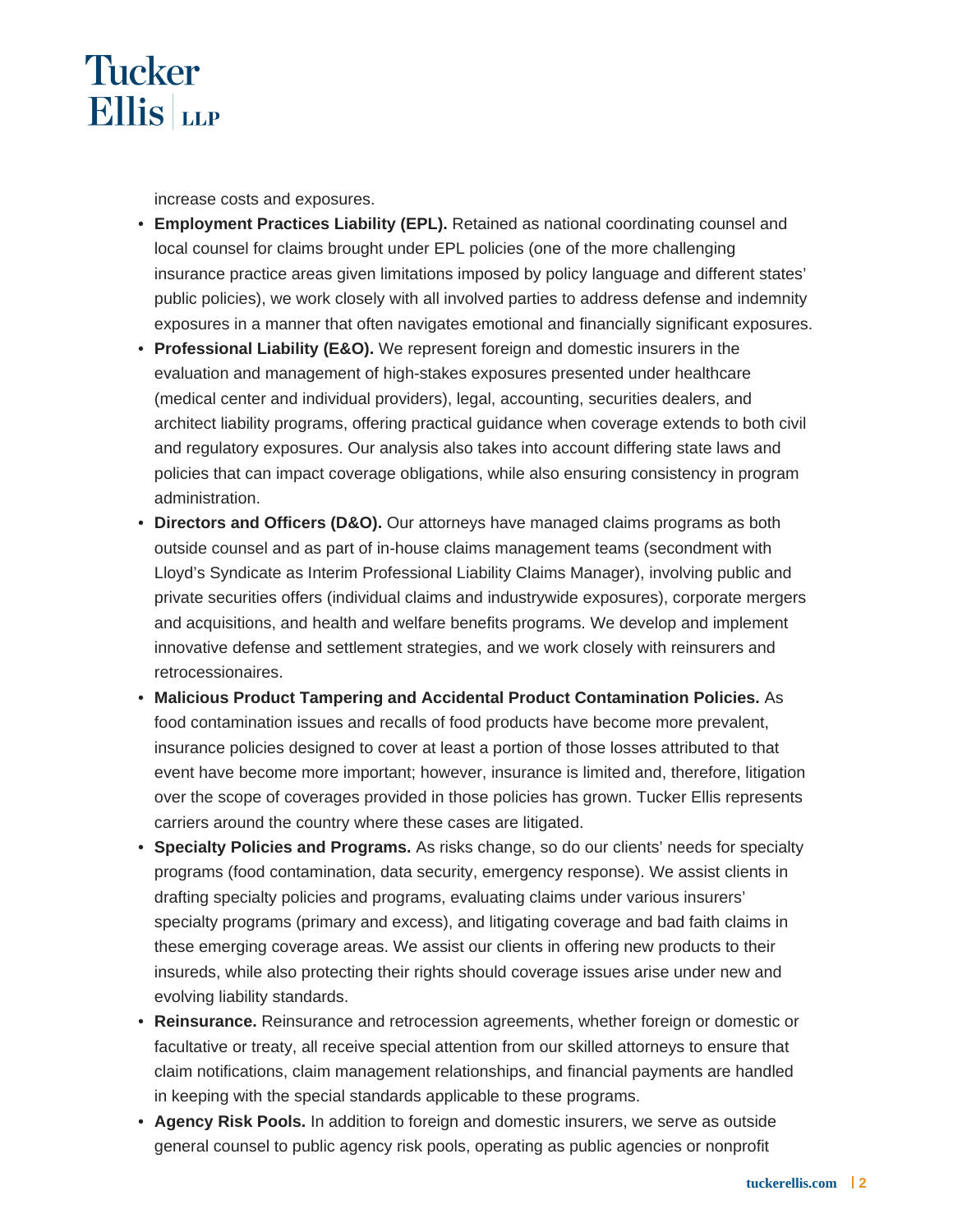increase costs and exposures.

- **Employment Practices Liability (EPL).** Retained as national coordinating counsel and local counsel for claims brought under EPL policies (one of the more challenging insurance practice areas given limitations imposed by policy language and different states' public policies), we work closely with all involved parties to address defense and indemnity exposures in a manner that often navigates emotional and financially significant exposures.
- **Professional Liability (E&O).** We represent foreign and domestic insurers in the evaluation and management of high-stakes exposures presented under healthcare (medical center and individual providers), legal, accounting, securities dealers, and architect liability programs, offering practical guidance when coverage extends to both civil and regulatory exposures. Our analysis also takes into account differing state laws and policies that can impact coverage obligations, while also ensuring consistency in program administration.
- **Directors and Officers (D&O).** Our attorneys have managed claims programs as both outside counsel and as part of in-house claims management teams (secondment with Lloyd's Syndicate as Interim Professional Liability Claims Manager), involving public and private securities offers (individual claims and industrywide exposures), corporate mergers and acquisitions, and health and welfare benefits programs. We develop and implement innovative defense and settlement strategies, and we work closely with reinsurers and retrocessionaires.
- **Malicious Product Tampering and Accidental Product Contamination Policies.** As food contamination issues and recalls of food products have become more prevalent, insurance policies designed to cover at least a portion of those losses attributed to that event have become more important; however, insurance is limited and, therefore, litigation over the scope of coverages provided in those policies has grown. Tucker Ellis represents carriers around the country where these cases are litigated.
- **Specialty Policies and Programs.** As risks change, so do our clients' needs for specialty programs (food contamination, data security, emergency response). We assist clients in drafting specialty policies and programs, evaluating claims under various insurers' specialty programs (primary and excess), and litigating coverage and bad faith claims in these emerging coverage areas. We assist our clients in offering new products to their insureds, while also protecting their rights should coverage issues arise under new and evolving liability standards.
- **Reinsurance.** Reinsurance and retrocession agreements, whether foreign or domestic or facultative or treaty, all receive special attention from our skilled attorneys to ensure that claim notifications, claim management relationships, and financial payments are handled in keeping with the special standards applicable to these programs.
- **Agency Risk Pools.** In addition to foreign and domestic insurers, we serve as outside general counsel to public agency risk pools, operating as public agencies or nonprofit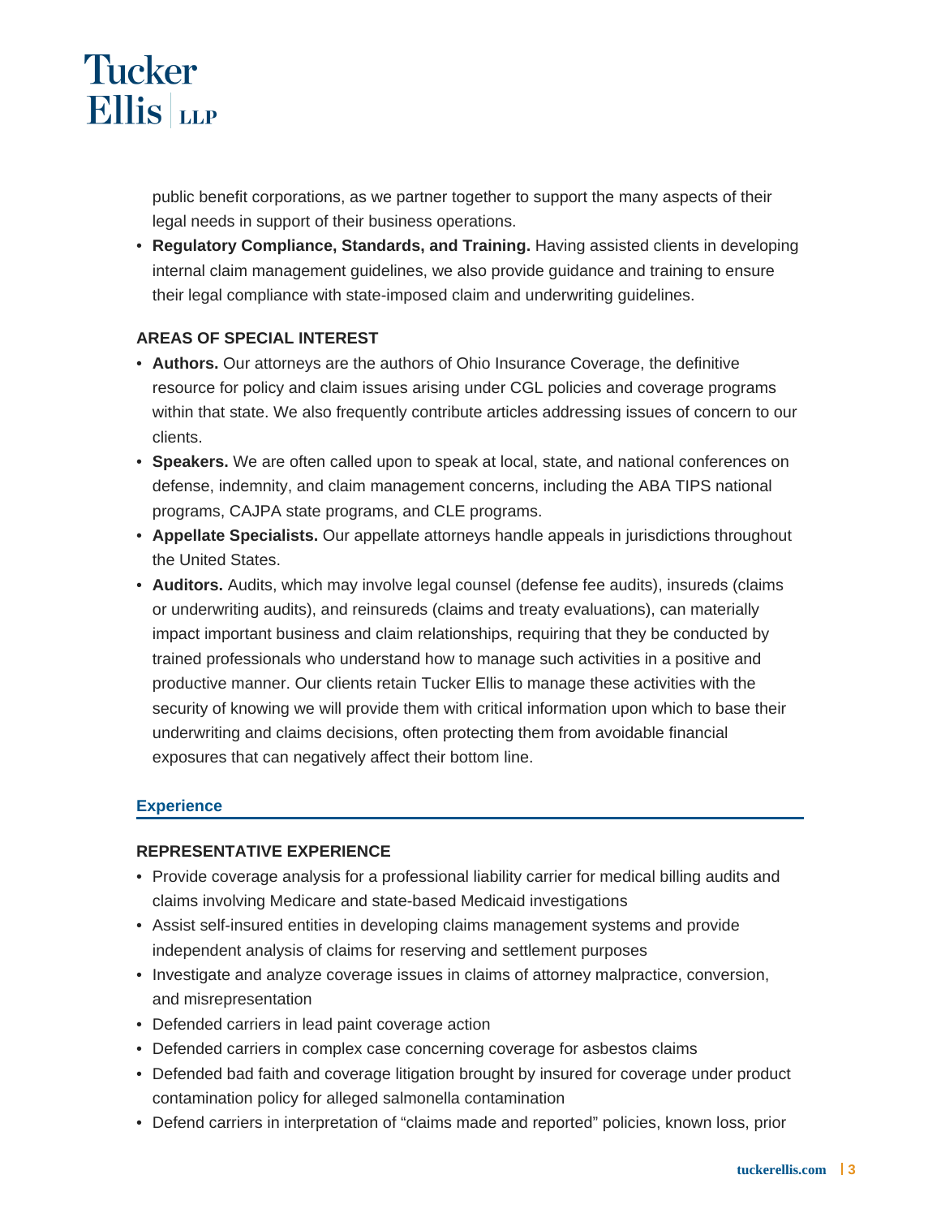public benefit corporations, as we partner together to support the many aspects of their legal needs in support of their business operations.

- **Regulatory Compliance, Standards, and Training.** Having assisted clients in developing internal claim management guidelines, we also provide guidance and training to ensure their legal compliance with state-imposed claim and underwriting guidelines.

### AREAS OF SPECIAL INTEREST

- **Authors.** Our attorneys are the authors of Ohio Insurance Coverage, the definitive resource for policy and claim issues arising under CGL policies and coverage programs within that state. We also frequently contribute articles addressing issues of concern to our clients.
- **Speakers.** We are often called upon to speak at local, state, and national conferences on defense, indemnity, and claim management concerns, including the ABA TIPS national programs, CAJPA state programs, and CLE programs.
- **Appellate Specialists.** Our appellate attorneys handle appeals in jurisdictions throughout the United States.
- **Auditors.** Audits, which may involve legal counsel (defense fee audits), insureds (claims or underwriting audits), and reinsureds (claims and treaty evaluations), can materially impact important business and claim relationships, requiring that they be conducted by trained professionals who understand how to manage such activities in a positive and productive manner. Our clients retain Tucker Ellis to manage these activities with the security of knowing we will provide them with critical information upon which to base their underwriting and claims decisions, often protecting them from avoidable financial exposures that can negatively affect their bottom line.

## Experience

### REPRESENTATIVE EXPERIENCE

- Provide coverage analysis for a professional liability carrier for medical billing audits and claims involving Medicare and state-based Medicaid investigations
- Assist self-insured entities in developing claims management systems and provide independent analysis of claims for reserving and settlement purposes
- Investigate and analyze coverage issues in claims of attorney malpractice, conversion, and misrepresentation
- Defended carriers in lead paint coverage action
- Defended carriers in complex case concerning coverage for asbestos claims
- Defended bad faith and coverage litigation brought by insured for coverage under product contamination policy for alleged salmonella contamination
- Defend carriers in interpretation of “claims made and reported” policies, known loss, prior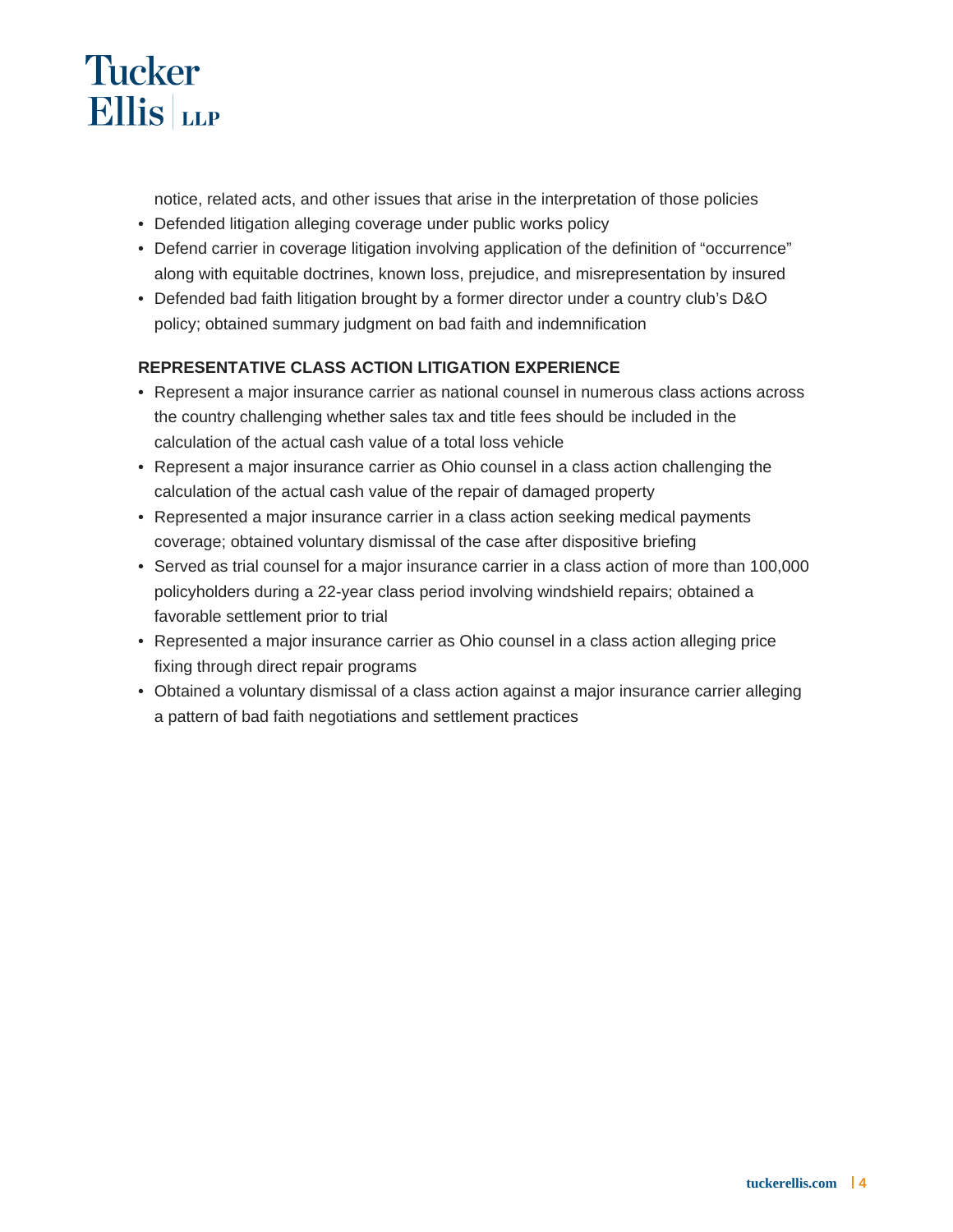notice, related acts, and other issues that arise in the interpretation of those policies

- Defended litigation alleging coverage under public works policy
- Defend carrier in coverage litigation involving application of the definition of "occurrence" along with equitable doctrines, known loss, prejudice, and misrepresentation by insured
- Defended bad faith litigation brought by a former director under a country club's D&O policy; obtained summary judgment on bad faith and indemnification

**REPRESENTATIVE CLASS ACTION LITIGATION EXPERIENCE**

- Represent a major insurance carrier as national counsel in numerous class actions across the country challenging whether sales tax and title fees should be included in the calculation of the actual cash value of a total loss vehicle
- Represent a major insurance carrier as Ohio counsel in a class action challenging the calculation of the actual cash value of the repair of damaged property
- Represented a major insurance carrier in a class action seeking medical payments coverage; obtained voluntary dismissal of the case after dispositive briefing
- Served as trial counsel for a major insurance carrier in a class action of more than 100,000 policyholders during a 22-year class period involving windshield repairs; obtained a favorable settlement prior to trial
- Represented a major insurance carrier as Ohio counsel in a class action alleging price fixing through direct repair programs
- Obtained a voluntary dismissal of a class action against a major insurance carrier alleging a pattern of bad faith negotiations and settlement practices